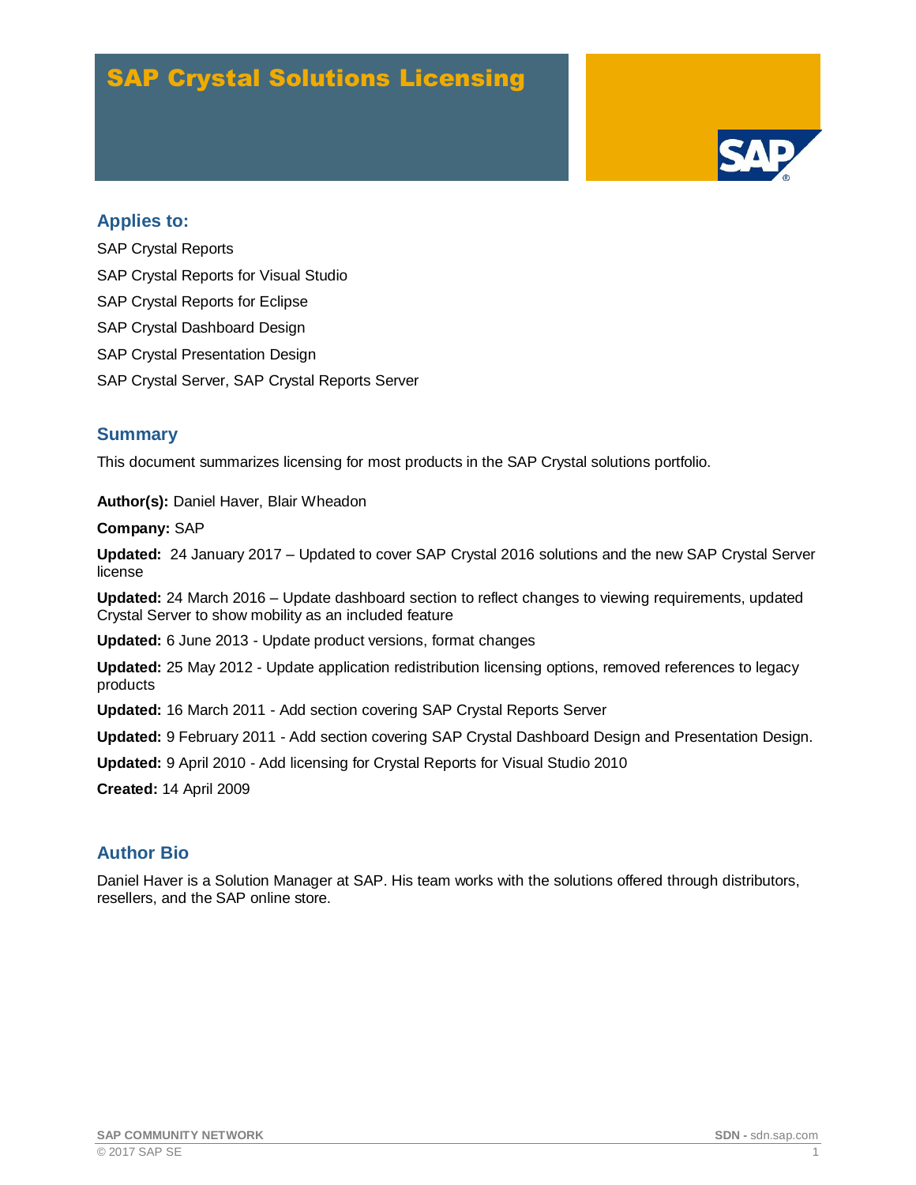# SAP Crystal Solutions Licensing

## Applies to:

SAP Crystal Reports

SAP Crystal Reports for Visual Studio

SAP Crystal Reports for Eclipse

SAP Crystal Dashboard Design

SAP Crystal Presentation Design

SAP Crystal Server, SAP Crystal Reports Server

## Summary

This document summarizes licensing for most products in the SAP Crystal solutions portfolio.

**Author(s):** Daniel Haver, Blair Wheadon

**Company:** SAP

**Updated:** 24 January 2017 – Updated to cover SAP Crystal 2016 solutions and the new SAP Crystal Server license

**Updated:** 24 March 2016 – Update dashboard section to reflect changes to viewing requirements, updated Crystal Server to show mobility as an included feature

**Updated:** 6 June 2013 - Update product versions, format changes

**Updated:** 25 May 2012 - Update application redistribution licensing options, removed references to legacy products

**Updated:** 16 March 2011 - Add section covering SAP Crystal Reports Server

**Updated:** 9 February 2011 - Add section covering SAP Crystal Dashboard Design and Presentation Design.

**Updated:** 9 April 2010 - Add licensing for Crystal Reports for Visual Studio 2010

**Created:** 14 April 2009

## Author Bio

Daniel Haver is a Solution Manager at SAP. His team works with the solutions offered through distributors, resellers, and the SAP online store.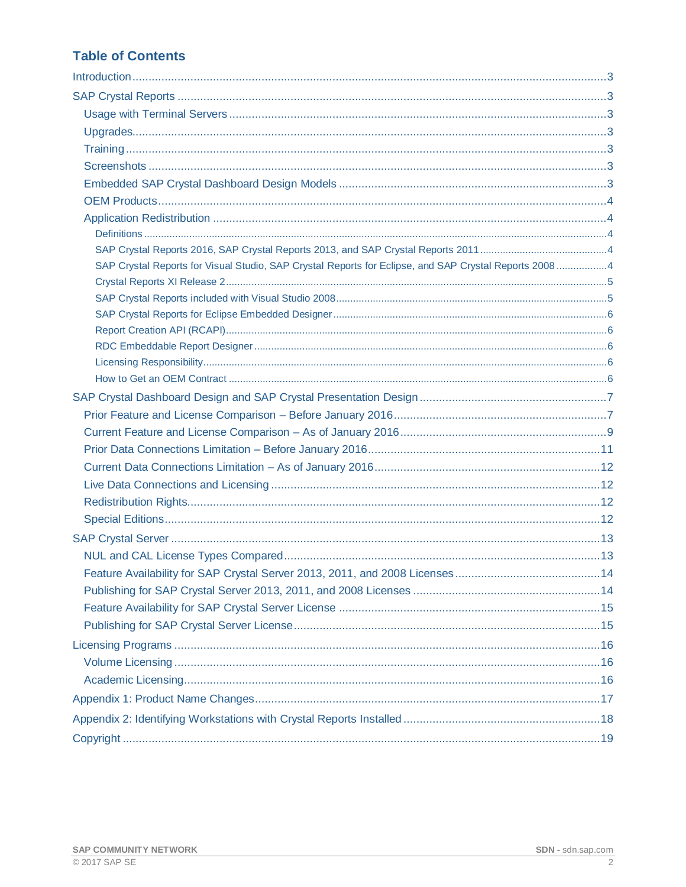## Table of Contents

- Introduction ... 3
- SAP Crystal Reports ... 3
  - Usage with Terminal Servers ... 3
  - Upgrades ... 3
  - Training ... 3
  - Screenshots ... 3
  - Embedded SAP Crystal Dashboard Design Models ... 3
  - OEM Products ... 4
  - Application Redistribution ... 4
    - Definitions ... 4
    - SAP Crystal Reports 2016, SAP Crystal Reports 2013, and SAP Crystal Reports 2011 ... 4
    - SAP Crystal Reports for Visual Studio, SAP Crystal Reports for Eclipse, and SAP Crystal Reports 2008 ... 4
    - Crystal Reports XI Release 2 ... 5
    - SAP Crystal Reports included with Visual Studio 2008 ... 5
    - SAP Crystal Reports for Eclipse Embedded Designer ... 6
    - Report Creation API (RCAPI) ... 6
    - RDC Embeddable Report Designer ... 6
    - Licensing Responsibility ... 6
    - How to Get an OEM Contract ... 6
- SAP Crystal Dashboard Design and SAP Crystal Presentation Design ... 7
  - Prior Feature and License Comparison – Before January 2016 ... 7
  - Current Feature and License Comparison – As of January 2016 ... 9
  - Prior Data Connections Limitation – Before January 2016 ... 11
  - Current Data Connections Limitation – As of January 2016 ... 12
  - Live Data Connections and Licensing ... 12
  - Redistribution Rights ... 12
  - Special Editions ... 12
- SAP Crystal Server ... 13
  - NUL and CAL License Types Compared ... 13
  - Feature Availability for SAP Crystal Server 2013, 2011, and 2008 Licenses ... 14
  - Publishing for SAP Crystal Server 2013, 2011, and 2008 Licenses ... 14
  - Feature Availability for SAP Crystal Server License ... 15
  - Publishing for SAP Crystal Server License ... 15
- Licensing Programs ... 16
  - Volume Licensing ... 16
  - Academic Licensing ... 16
- Appendix 1: Product Name Changes ... 17
- Appendix 2: Identifying Workstations with Crystal Reports Installed ... 18
- Copyright ... 19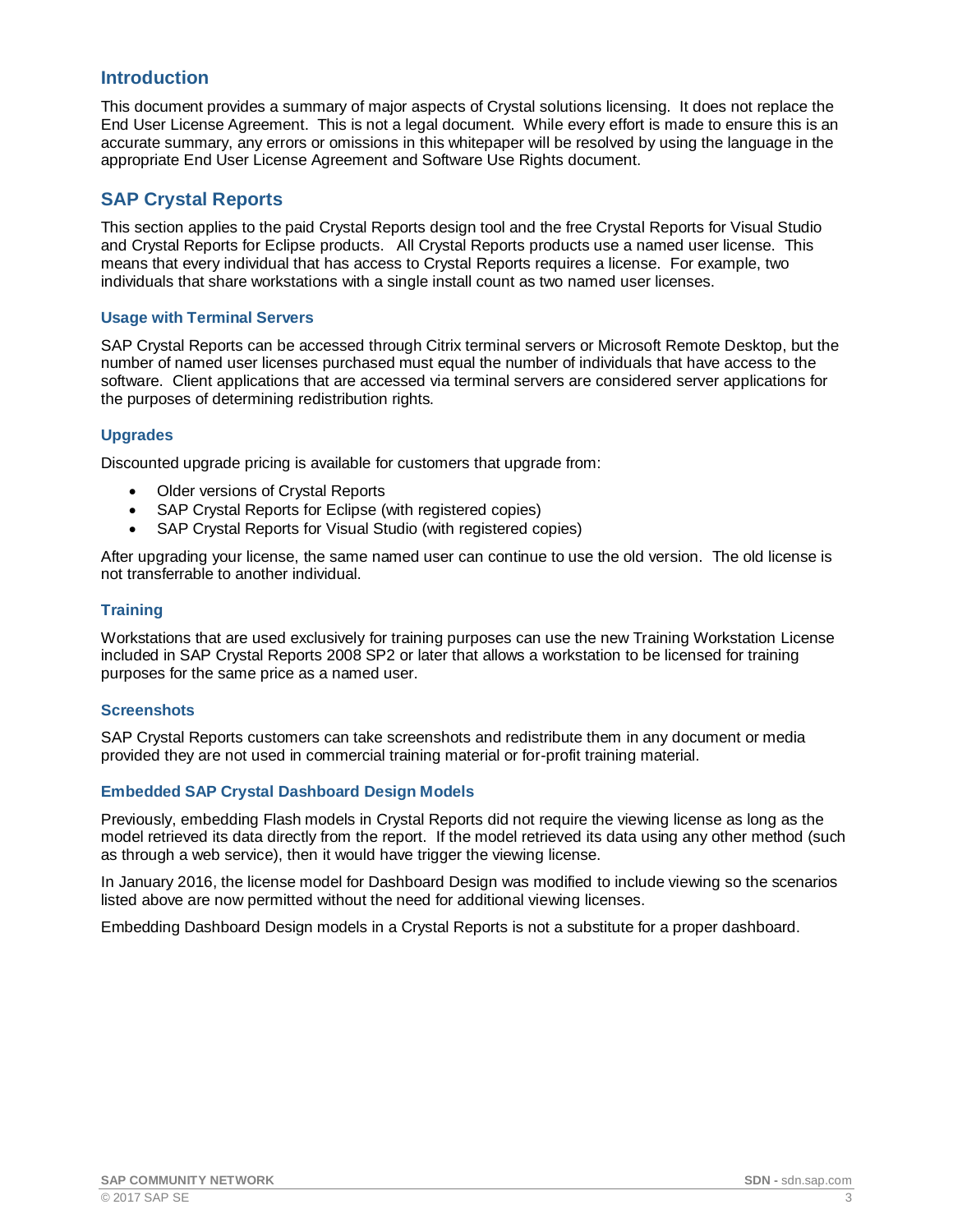## Introduction

This document provides a summary of major aspects of Crystal solutions licensing. It does not replace the End User License Agreement. This is not a legal document. While every effort is made to ensure this is an accurate summary, any errors or omissions in this whitepaper will be resolved by using the language in the appropriate End User License Agreement and Software Use Rights document.

## SAP Crystal Reports

This section applies to the paid Crystal Reports design tool and the free Crystal Reports for Visual Studio and Crystal Reports for Eclipse products. All Crystal Reports products use a named user license. This means that every individual that has access to Crystal Reports requires a license. For example, two individuals that share workstations with a single install count as two named user licenses.

### Usage with Terminal Servers

SAP Crystal Reports can be accessed through Citrix terminal servers or Microsoft Remote Desktop, but the number of named user licenses purchased must equal the number of individuals that have access to the software. Client applications that are accessed via terminal servers are considered server applications for the purposes of determining redistribution rights.

### Upgrades

Discounted upgrade pricing is available for customers that upgrade from:

- Older versions of Crystal Reports
- SAP Crystal Reports for Eclipse (with registered copies)
- SAP Crystal Reports for Visual Studio (with registered copies)

After upgrading your license, the same named user can continue to use the old version. The old license is not transferrable to another individual.

### Training

Workstations that are used exclusively for training purposes can use the new Training Workstation License included in SAP Crystal Reports 2008 SP2 or later that allows a workstation to be licensed for training purposes for the same price as a named user.

### Screenshots

SAP Crystal Reports customers can take screenshots and redistribute them in any document or media provided they are not used in commercial training material or for-profit training material.

### Embedded SAP Crystal Dashboard Design Models

Previously, embedding Flash models in Crystal Reports did not require the viewing license as long as the model retrieved its data directly from the report. If the model retrieved its data using any other method (such as through a web service), then it would have trigger the viewing license.

In January 2016, the license model for Dashboard Design was modified to include viewing so the scenarios listed above are now permitted without the need for additional viewing licenses.

Embedding Dashboard Design models in a Crystal Reports is not a substitute for a proper dashboard.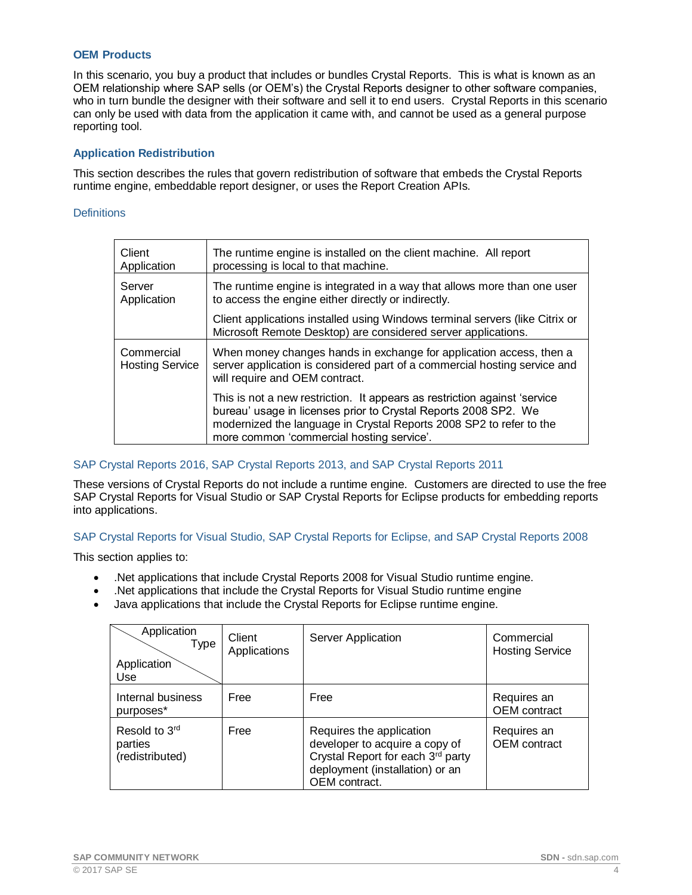### OEM Products

In this scenario, you buy a product that includes or bundles Crystal Reports. This is what is known as an OEM relationship where SAP sells (or OEM's) the Crystal Reports designer to other software companies, who in turn bundle the designer with their software and sell it to end users. Crystal Reports in this scenario can only be used with data from the application it came with, and cannot be used as a general purpose reporting tool.

### Application Redistribution

This section describes the rules that govern redistribution of software that embeds the Crystal Reports runtime engine, embeddable report designer, or uses the Report Creation APIs.

#### Definitions

| | |
|---|---|
| Client Application | The runtime engine is installed on the client machine. All report processing is local to that machine. |
| Server Application | The runtime engine is integrated in a way that allows more than one user to access the engine either directly or indirectly.<br><br>Client applications installed using Windows terminal servers (like Citrix or Microsoft Remote Desktop) are considered server applications. |
| Commercial Hosting Service | When money changes hands in exchange for application access, then a server application is considered part of a commercial hosting service and will require and OEM contract.<br><br>This is not a new restriction. It appears as restriction against 'service bureau' usage in licenses prior to Crystal Reports 2008 SP2. We modernized the language in Crystal Reports 2008 SP2 to refer to the more common 'commercial hosting service'. |

#### SAP Crystal Reports 2016, SAP Crystal Reports 2013, and SAP Crystal Reports 2011

These versions of Crystal Reports do not include a runtime engine. Customers are directed to use the free SAP Crystal Reports for Visual Studio or SAP Crystal Reports for Eclipse products for embedding reports into applications.

#### SAP Crystal Reports for Visual Studio, SAP Crystal Reports for Eclipse, and SAP Crystal Reports 2008

This section applies to:

- .Net applications that include Crystal Reports 2008 for Visual Studio runtime engine.
- .Net applications that include the Crystal Reports for Visual Studio runtime engine
- Java applications that include the Crystal Reports for Eclipse runtime engine.

| Application Type / Application Use | Client Applications | Server Application | Commercial Hosting Service |
|---|---|---|---|
| Internal business purposes* | Free | Free | Requires an OEM contract |
| Resold to 3rd parties (redistributed) | Free | Requires the application developer to acquire a copy of Crystal Report for each 3rd party deployment (installation) or an OEM contract. | Requires an OEM contract |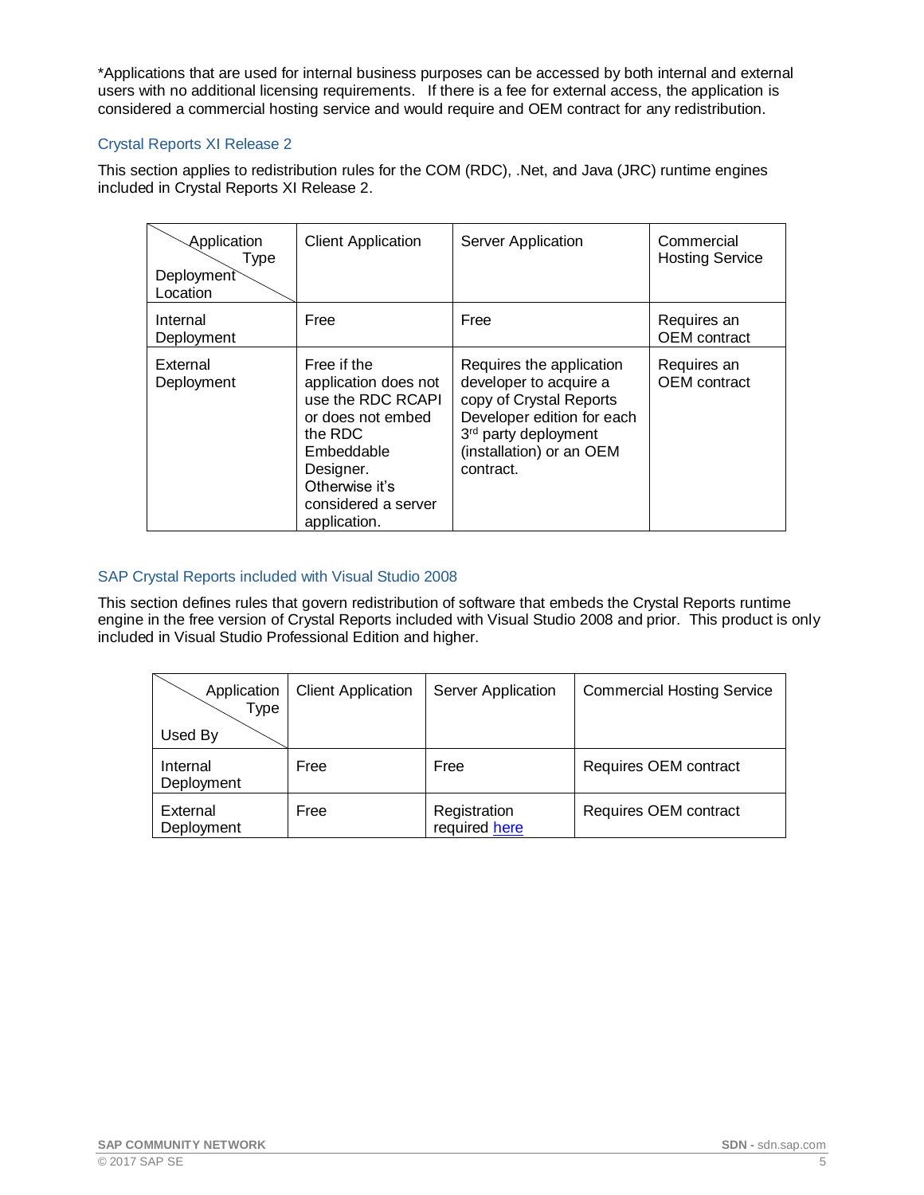*Applications that are used for internal business purposes can be accessed by both internal and external users with no additional licensing requirements. If there is a fee for external access, the application is considered a commercial hosting service and would require and OEM contract for any redistribution.

### Crystal Reports XI Release 2

This section applies to redistribution rules for the COM (RDC), .Net, and Java (JRC) runtime engines included in Crystal Reports XI Release 2.

| Application Type / Deployment Location | Client Application | Server Application | Commercial Hosting Service |
|---|---|---|---|
| Internal Deployment | Free | Free | Requires an OEM contract |
| External Deployment | Free if the application does not use the RDC RCAPI or does not embed the RDC Embeddable Designer. Otherwise it's considered a server application. | Requires the application developer to acquire a copy of Crystal Reports Developer edition for each 3rd party deployment (installation) or an OEM contract. | Requires an OEM contract |

### SAP Crystal Reports included with Visual Studio 2008

This section defines rules that govern redistribution of software that embeds the Crystal Reports runtime engine in the free version of Crystal Reports included with Visual Studio 2008 and prior. This product is only included in Visual Studio Professional Edition and higher.

| Application Type / Used By | Client Application | Server Application | Commercial Hosting Service |
|---|---|---|---|
| Internal Deployment | Free | Free | Requires OEM contract |
| External Deployment | Free | Registration required here | Requires OEM contract |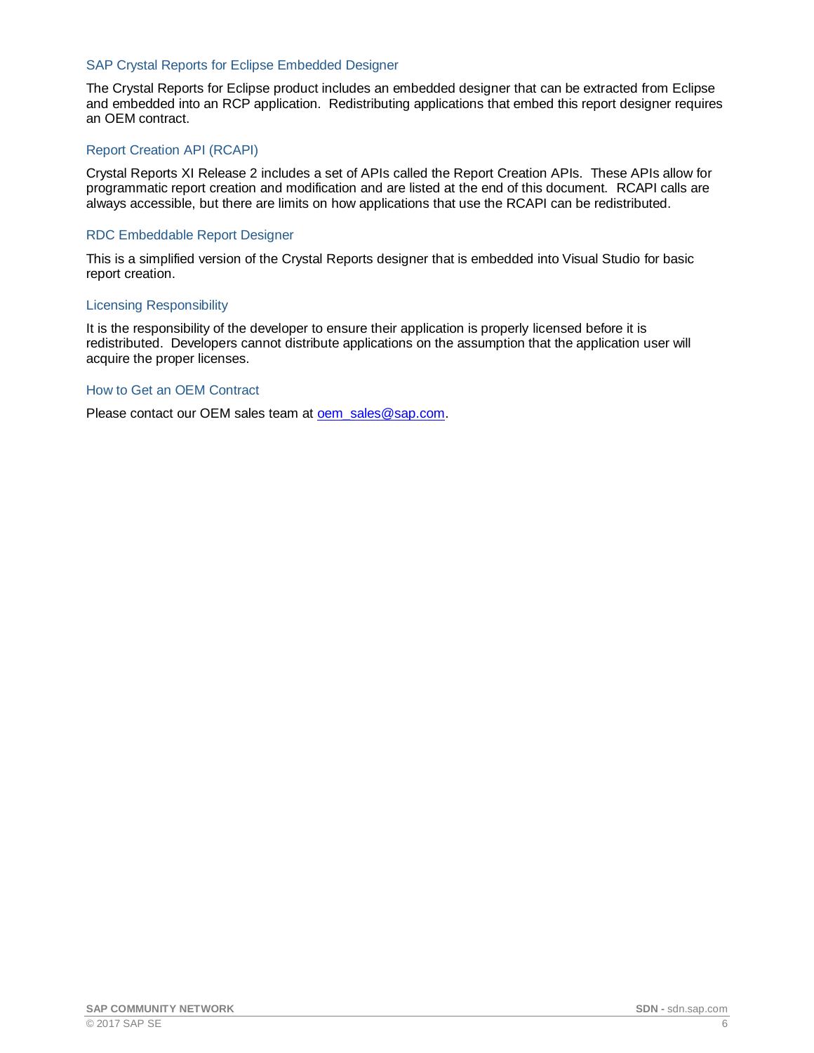### SAP Crystal Reports for Eclipse Embedded Designer

The Crystal Reports for Eclipse product includes an embedded designer that can be extracted from Eclipse and embedded into an RCP application. Redistributing applications that embed this report designer requires an OEM contract.

### Report Creation API (RCAPI)

Crystal Reports XI Release 2 includes a set of APIs called the Report Creation APIs. These APIs allow for programmatic report creation and modification and are listed at the end of this document. RCAPI calls are always accessible, but there are limits on how applications that use the RCAPI can be redistributed.

### RDC Embeddable Report Designer

This is a simplified version of the Crystal Reports designer that is embedded into Visual Studio for basic report creation.

### Licensing Responsibility

It is the responsibility of the developer to ensure their application is properly licensed before it is redistributed. Developers cannot distribute applications on the assumption that the application user will acquire the proper licenses.

### How to Get an OEM Contract

Please contact our OEM sales team at [oem_sales@sap.com](mailto:oem_sales@sap.com).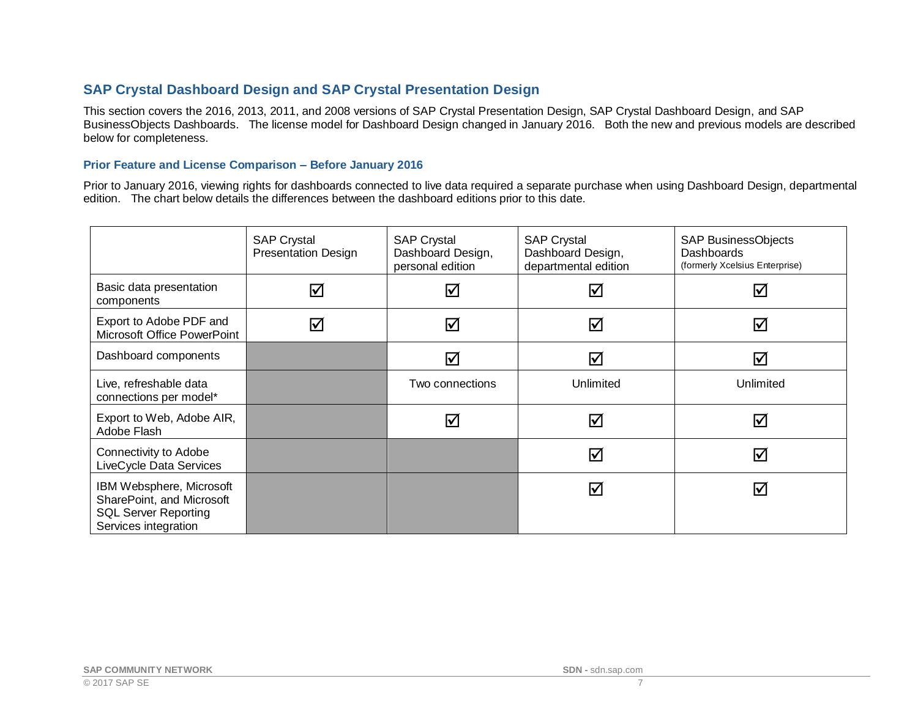## SAP Crystal Dashboard Design and SAP Crystal Presentation Design

This section covers the 2016, 2013, 2011, and 2008 versions of SAP Crystal Presentation Design, SAP Crystal Dashboard Design, and SAP BusinessObjects Dashboards. The license model for Dashboard Design changed in January 2016. Both the new and previous models are described below for completeness.

### Prior Feature and License Comparison – Before January 2016

Prior to January 2016, viewing rights for dashboards connected to live data required a separate purchase when using Dashboard Design, departmental edition. The chart below details the differences between the dashboard editions prior to this date.

| | SAP Crystal Presentation Design | SAP Crystal Dashboard Design, personal edition | SAP Crystal Dashboard Design, departmental edition | SAP BusinessObjects Dashboards (formerly Xcelsius Enterprise) |
|---|---|---|---|---|
| Basic data presentation components | ☑ | ☑ | ☑ | ☑ |
| Export to Adobe PDF and Microsoft Office PowerPoint | ☑ | ☑ | ☑ | ☑ |
| Dashboard components | | ☑ | ☑ | ☑ |
| Live, refreshable data connections per model* | | Two connections | Unlimited | Unlimited |
| Export to Web, Adobe AIR, Adobe Flash | | ☑ | ☑ | ☑ |
| Connectivity to Adobe LiveCycle Data Services | | | ☑ | ☑ |
| IBM Websphere, Microsoft SharePoint, and Microsoft SQL Server Reporting Services integration | | | ☑ | ☑ |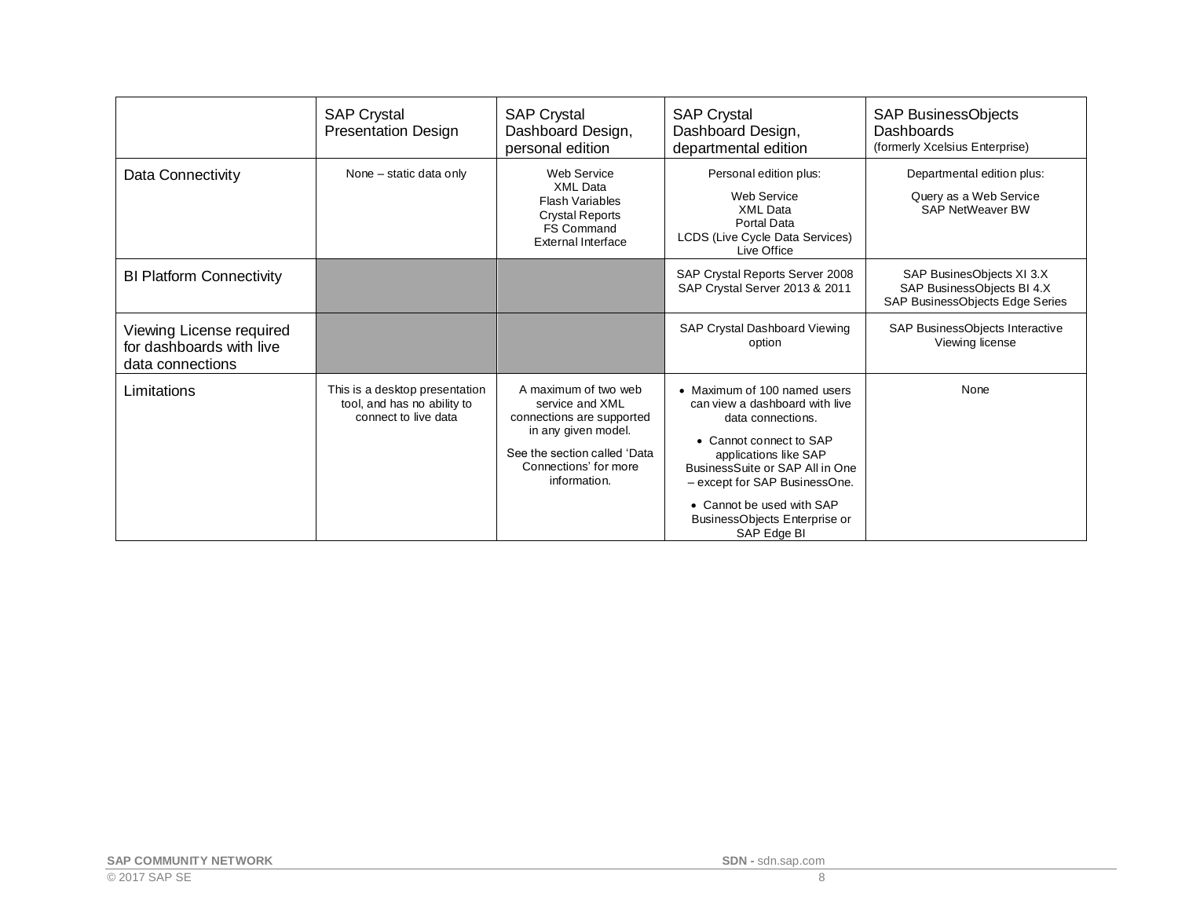| | SAP Crystal Presentation Design | SAP Crystal Dashboard Design, personal edition | SAP Crystal Dashboard Design, departmental edition | SAP BusinessObjects Dashboards (formerly Xcelsius Enterprise) |
|---|---|---|---|---|
| Data Connectivity | None – static data only | Web Service<br>XML Data<br>Flash Variables<br>Crystal Reports<br>FS Command<br>External Interface | Personal edition plus:<br>Web Service<br>XML Data<br>Portal Data<br>LCDS (Live Cycle Data Services)<br>Live Office | Departmental edition plus:<br>Query as a Web Service<br>SAP NetWeaver BW |
| BI Platform Connectivity | | | SAP Crystal Reports Server 2008<br>SAP Crystal Server 2013 & 2011 | SAP BusinesObjects XI 3.X<br>SAP BusinessObjects BI 4.X<br>SAP BusinessObjects Edge Series |
| Viewing License required for dashboards with live data connections | | | SAP Crystal Dashboard Viewing option | SAP BusinessObjects Interactive Viewing license |
| Limitations | This is a desktop presentation tool, and has no ability to connect to live data | A maximum of two web service and XML connections are supported in any given model.<br>See the section called 'Data Connections' for more information. | • Maximum of 100 named users can view a dashboard with live data connections.<br>• Cannot connect to SAP applications like SAP BusinessSuite or SAP All in One – except for SAP BusinessOne.<br>• Cannot be used with SAP BusinessObjects Enterprise or SAP Edge BI | None |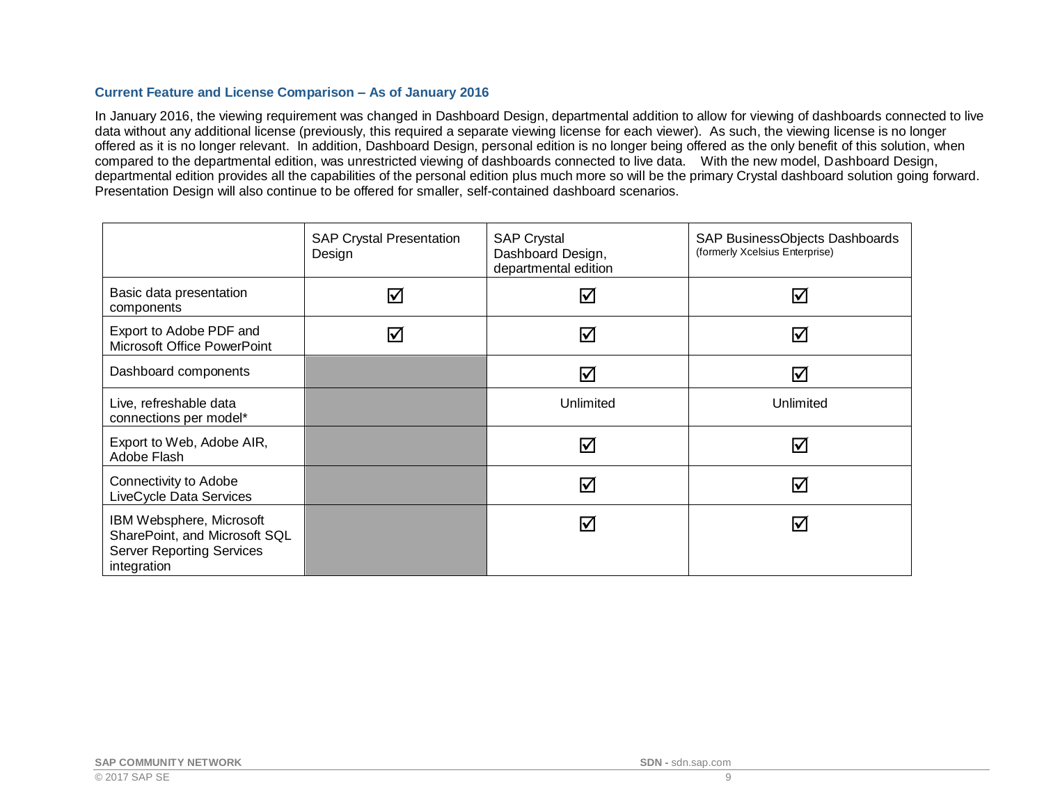### Current Feature and License Comparison – As of January 2016

In January 2016, the viewing requirement was changed in Dashboard Design, departmental addition to allow for viewing of dashboards connected to live data without any additional license (previously, this required a separate viewing license for each viewer). As such, the viewing license is no longer offered as it is no longer relevant. In addition, Dashboard Design, personal edition is no longer being offered as the only benefit of this solution, when compared to the departmental edition, was unrestricted viewing of dashboards connected to live data. With the new model, Dashboard Design, departmental edition provides all the capabilities of the personal edition plus much more so will be the primary Crystal dashboard solution going forward. Presentation Design will also continue to be offered for smaller, self-contained dashboard scenarios.

| | SAP Crystal Presentation Design | SAP Crystal Dashboard Design, departmental edition | SAP BusinessObjects Dashboards (formerly Xcelsius Enterprise) |
|---|---|---|---|
| Basic data presentation components | ☑ | ☑ | ☑ |
| Export to Adobe PDF and Microsoft Office PowerPoint | ☑ | ☑ | ☑ |
| Dashboard components | | ☑ | ☑ |
| Live, refreshable data connections per model* | | Unlimited | Unlimited |
| Export to Web, Adobe AIR, Adobe Flash | | ☑ | ☑ |
| Connectivity to Adobe LiveCycle Data Services | | ☑ | ☑ |
| IBM Websphere, Microsoft SharePoint, and Microsoft SQL Server Reporting Services integration | | ☑ | ☑ |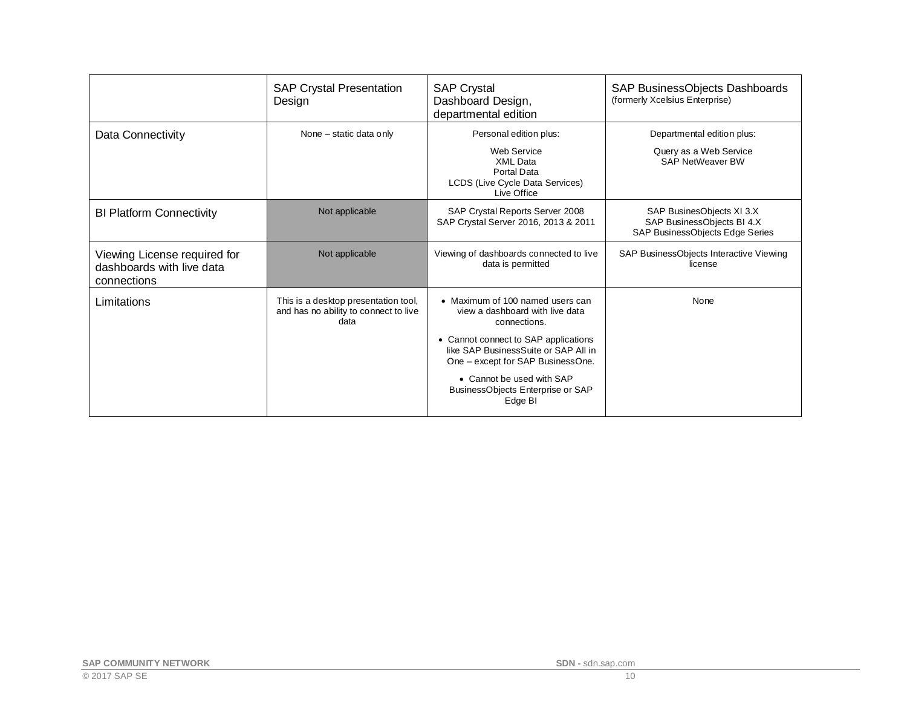| | SAP Crystal Presentation Design | SAP Crystal Dashboard Design, departmental edition | SAP BusinessObjects Dashboards (formerly Xcelsius Enterprise) |
|---|---|---|---|
| Data Connectivity | None – static data only | Personal edition plus:<br>Web Service<br>XML Data<br>Portal Data<br>LCDS (Live Cycle Data Services)<br>Live Office | Departmental edition plus:<br>Query as a Web Service<br>SAP NetWeaver BW |
| BI Platform Connectivity | Not applicable | SAP Crystal Reports Server 2008<br>SAP Crystal Server 2016, 2013 & 2011 | SAP BusinesObjects XI 3.X<br>SAP BusinessObjects BI 4.X<br>SAP BusinessObjects Edge Series |
| Viewing License required for dashboards with live data connections | Not applicable | Viewing of dashboards connected to live data is permitted | SAP BusinessObjects Interactive Viewing license |
| Limitations | This is a desktop presentation tool, and has no ability to connect to live data | • Maximum of 100 named users can view a dashboard with live data connections.<br>• Cannot connect to SAP applications like SAP BusinessSuite or SAP All in One – except for SAP BusinessOne.<br>• Cannot be used with SAP BusinessObjects Enterprise or SAP Edge BI | None |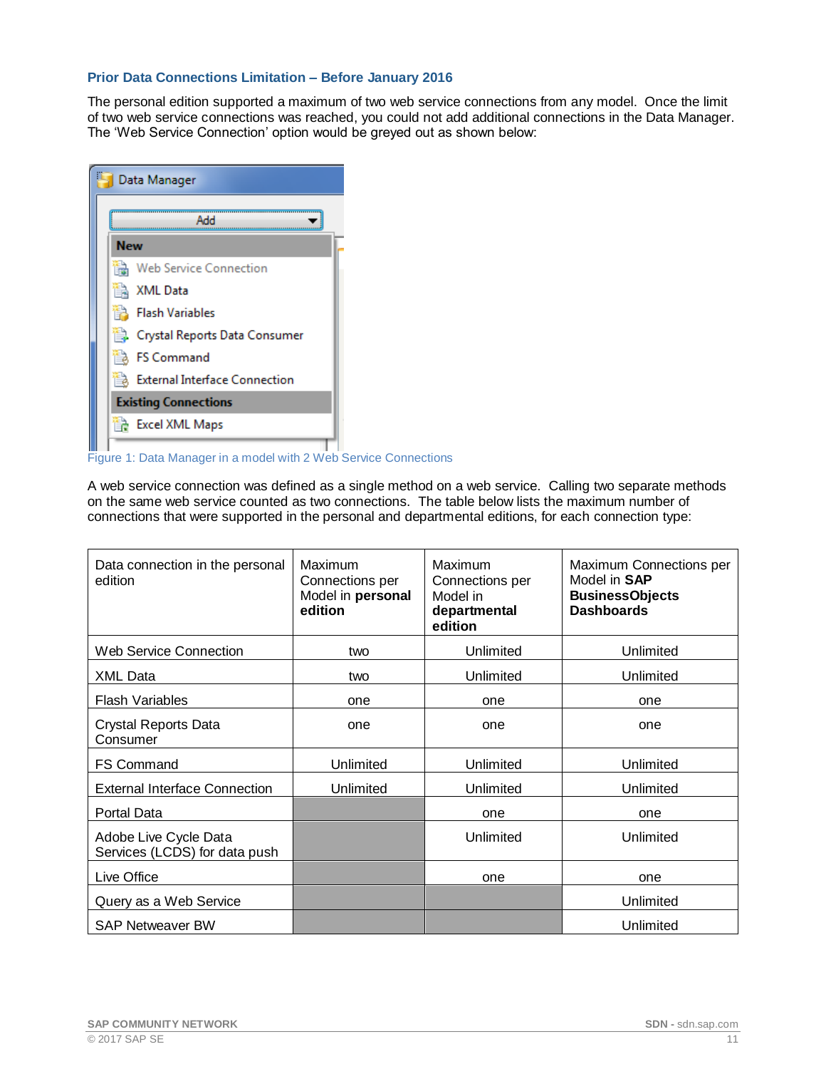### Prior Data Connections Limitation – Before January 2016

The personal edition supported a maximum of two web service connections from any model. Once the limit of two web service connections was reached, you could not add additional connections in the Data Manager. The 'Web Service Connection' option would be greyed out as shown below:

Figure 1: Data Manager in a model with 2 Web Service Connections

A web service connection was defined as a single method on a web service. Calling two separate methods on the same web service counted as two connections. The table below lists the maximum number of connections that were supported in the personal and departmental editions, for each connection type:

| Data connection in the personal edition | Maximum Connections per Model in **personal edition** | Maximum Connections per Model in **departmental edition** | Maximum Connections per Model in **SAP BusinessObjects Dashboards** |
|---|---|---|---|
| Web Service Connection | two | Unlimited | Unlimited |
| XML Data | two | Unlimited | Unlimited |
| Flash Variables | one | one | one |
| Crystal Reports Data Consumer | one | one | one |
| FS Command | Unlimited | Unlimited | Unlimited |
| External Interface Connection | Unlimited | Unlimited | Unlimited |
| Portal Data | | one | one |
| Adobe Live Cycle Data Services (LCDS) for data push | | Unlimited | Unlimited |
| Live Office | | one | one |
| Query as a Web Service | | | Unlimited |
| SAP Netweaver BW | | | Unlimited |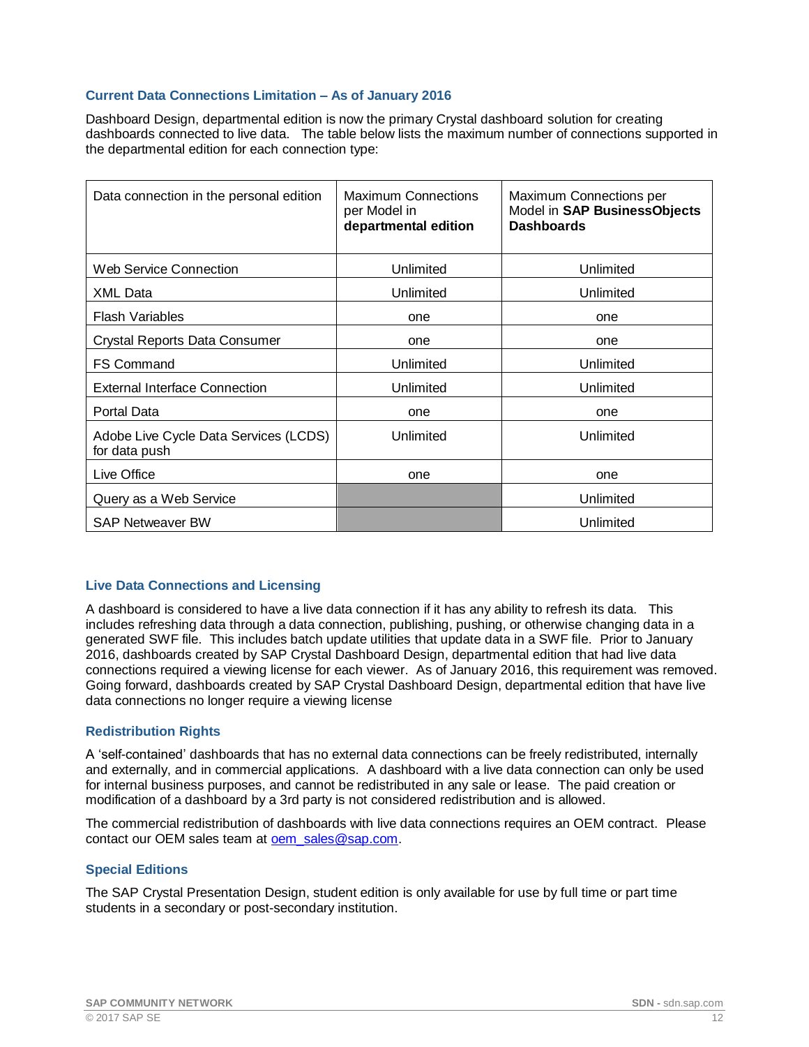### Current Data Connections Limitation – As of January 2016

Dashboard Design, departmental edition is now the primary Crystal dashboard solution for creating dashboards connected to live data. The table below lists the maximum number of connections supported in the departmental edition for each connection type:

| Data connection in the personal edition | Maximum Connections per Model in **departmental edition** | Maximum Connections per Model in **SAP BusinessObjects Dashboards** |
|---|---|---|
| Web Service Connection | Unlimited | Unlimited |
| XML Data | Unlimited | Unlimited |
| Flash Variables | one | one |
| Crystal Reports Data Consumer | one | one |
| FS Command | Unlimited | Unlimited |
| External Interface Connection | Unlimited | Unlimited |
| Portal Data | one | one |
| Adobe Live Cycle Data Services (LCDS) for data push | Unlimited | Unlimited |
| Live Office | one | one |
| Query as a Web Service | | Unlimited |
| SAP Netweaver BW | | Unlimited |

### Live Data Connections and Licensing

A dashboard is considered to have a live data connection if it has any ability to refresh its data. This includes refreshing data through a data connection, publishing, pushing, or otherwise changing data in a generated SWF file. This includes batch update utilities that update data in a SWF file. Prior to January 2016, dashboards created by SAP Crystal Dashboard Design, departmental edition that had live data connections required a viewing license for each viewer. As of January 2016, this requirement was removed. Going forward, dashboards created by SAP Crystal Dashboard Design, departmental edition that have live data connections no longer require a viewing license

### Redistribution Rights

A 'self-contained' dashboards that has no external data connections can be freely redistributed, internally and externally, and in commercial applications. A dashboard with a live data connection can only be used for internal business purposes, and cannot be redistributed in any sale or lease. The paid creation or modification of a dashboard by a 3rd party is not considered redistribution and is allowed.

The commercial redistribution of dashboards with live data connections requires an OEM contract. Please contact our OEM sales team at oem_sales@sap.com.

### Special Editions

The SAP Crystal Presentation Design, student edition is only available for use by full time or part time students in a secondary or post-secondary institution.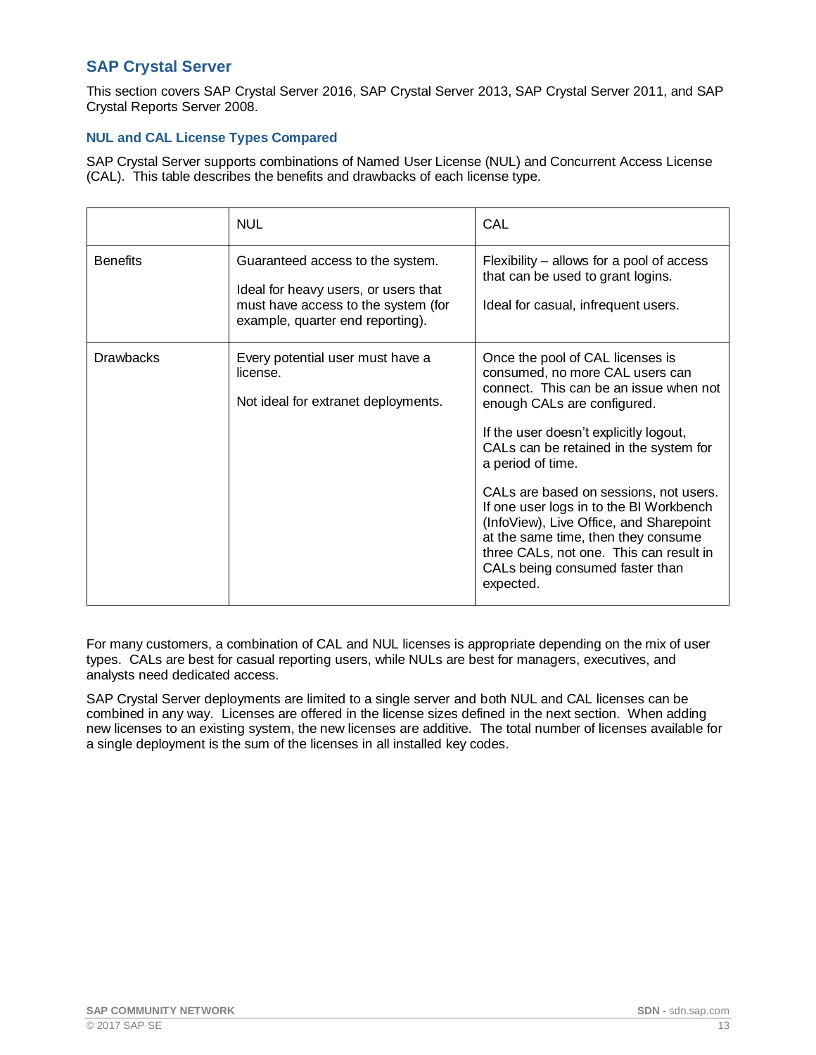## SAP Crystal Server

This section covers SAP Crystal Server 2016, SAP Crystal Server 2013, SAP Crystal Server 2011, and SAP Crystal Reports Server 2008.

### NUL and CAL License Types Compared

SAP Crystal Server supports combinations of Named User License (NUL) and Concurrent Access License (CAL). This table describes the benefits and drawbacks of each license type.

| | NUL | CAL |
|---|---|---|
| Benefits | Guaranteed access to the system.<br><br>Ideal for heavy users, or users that must have access to the system (for example, quarter end reporting). | Flexibility – allows for a pool of access that can be used to grant logins.<br><br>Ideal for casual, infrequent users. |
| Drawbacks | Every potential user must have a license.<br><br>Not ideal for extranet deployments. | Once the pool of CAL licenses is consumed, no more CAL users can connect. This can be an issue when not enough CALs are configured.<br><br>If the user doesn't explicitly logout, CALs can be retained in the system for a period of time.<br><br>CALs are based on sessions, not users. If one user logs in to the BI Workbench (InfoView), Live Office, and Sharepoint at the same time, then they consume three CALs, not one. This can result in CALs being consumed faster than expected. |

For many customers, a combination of CAL and NUL licenses is appropriate depending on the mix of user types. CALs are best for casual reporting users, while NULs are best for managers, executives, and analysts need dedicated access.

SAP Crystal Server deployments are limited to a single server and both NUL and CAL licenses can be combined in any way. Licenses are offered in the license sizes defined in the next section. When adding new licenses to an existing system, the new licenses are additive. The total number of licenses available for a single deployment is the sum of the licenses in all installed key codes.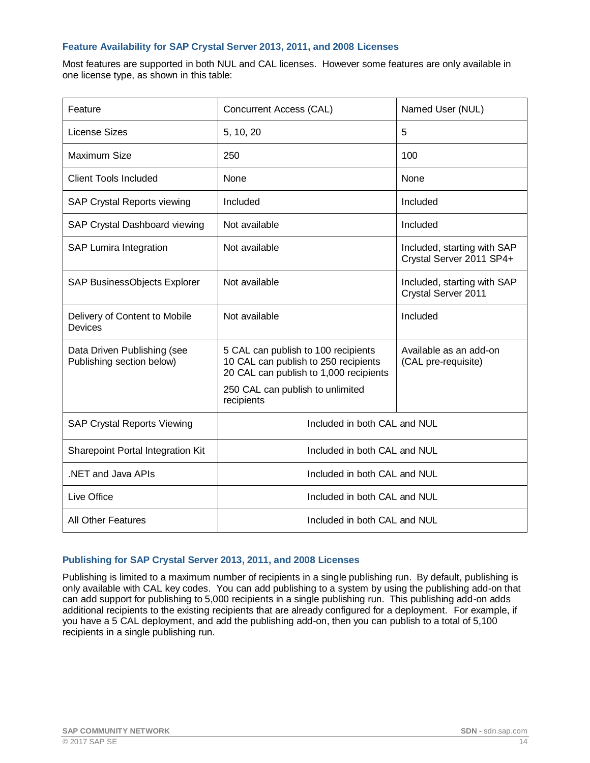### Feature Availability for SAP Crystal Server 2013, 2011, and 2008 Licenses

Most features are supported in both NUL and CAL licenses. However some features are only available in one license type, as shown in this table:

| Feature | Concurrent Access (CAL) | Named User (NUL) |
|---|---|---|
| License Sizes | 5, 10, 20 | 5 |
| Maximum Size | 250 | 100 |
| Client Tools Included | None | None |
| SAP Crystal Reports viewing | Included | Included |
| SAP Crystal Dashboard viewing | Not available | Included |
| SAP Lumira Integration | Not available | Included, starting with SAP Crystal Server 2011 SP4+ |
| SAP BusinessObjects Explorer | Not available | Included, starting with SAP Crystal Server 2011 |
| Delivery of Content to Mobile Devices | Not available | Included |
| Data Driven Publishing (see Publishing section below) | 5 CAL can publish to 100 recipients<br>10 CAL can publish to 250 recipients<br>20 CAL can publish to 1,000 recipients<br><br>250 CAL can publish to unlimited recipients | Available as an add-on (CAL pre-requisite) |
| SAP Crystal Reports Viewing | Included in both CAL and NUL | |
| Sharepoint Portal Integration Kit | Included in both CAL and NUL | |
| .NET and Java APIs | Included in both CAL and NUL | |
| Live Office | Included in both CAL and NUL | |
| All Other Features | Included in both CAL and NUL | |

### Publishing for SAP Crystal Server 2013, 2011, and 2008 Licenses

Publishing is limited to a maximum number of recipients in a single publishing run. By default, publishing is only available with CAL key codes. You can add publishing to a system by using the publishing add-on that can add support for publishing to 5,000 recipients in a single publishing run. This publishing add-on adds additional recipients to the existing recipients that are already configured for a deployment. For example, if you have a 5 CAL deployment, and add the publishing add-on, then you can publish to a total of 5,100 recipients in a single publishing run.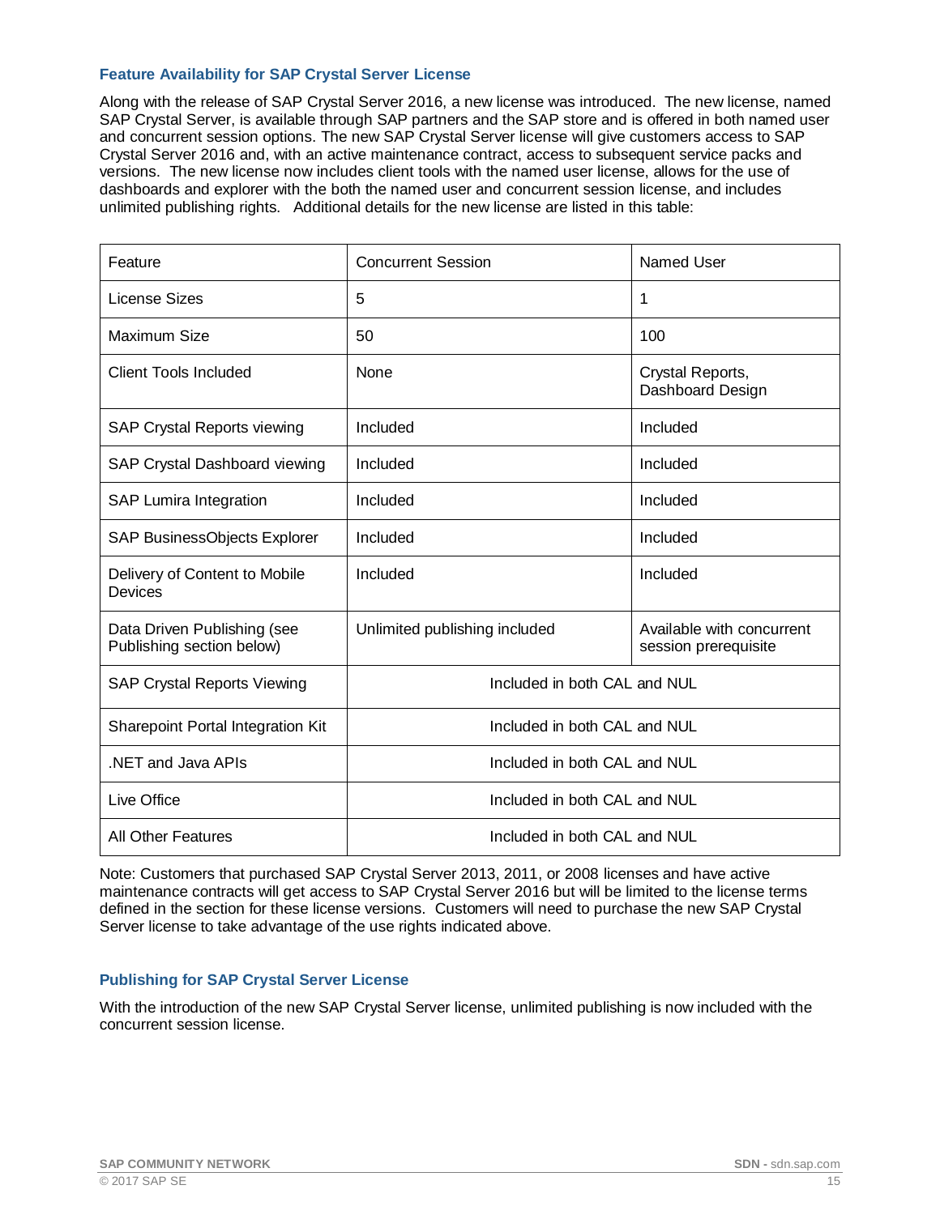### Feature Availability for SAP Crystal Server License

Along with the release of SAP Crystal Server 2016, a new license was introduced. The new license, named SAP Crystal Server, is available through SAP partners and the SAP store and is offered in both named user and concurrent session options. The new SAP Crystal Server license will give customers access to SAP Crystal Server 2016 and, with an active maintenance contract, access to subsequent service packs and versions. The new license now includes client tools with the named user license, allows for the use of dashboards and explorer with the both the named user and concurrent session license, and includes unlimited publishing rights. Additional details for the new license are listed in this table:

| Feature | Concurrent Session | Named User |
|---|---|---|
| License Sizes | 5 | 1 |
| Maximum Size | 50 | 100 |
| Client Tools Included | None | Crystal Reports, Dashboard Design |
| SAP Crystal Reports viewing | Included | Included |
| SAP Crystal Dashboard viewing | Included | Included |
| SAP Lumira Integration | Included | Included |
| SAP BusinessObjects Explorer | Included | Included |
| Delivery of Content to Mobile Devices | Included | Included |
| Data Driven Publishing (see Publishing section below) | Unlimited publishing included | Available with concurrent session prerequisite |
| SAP Crystal Reports Viewing | Included in both CAL and NUL | |
| Sharepoint Portal Integration Kit | Included in both CAL and NUL | |
| .NET and Java APIs | Included in both CAL and NUL | |
| Live Office | Included in both CAL and NUL | |
| All Other Features | Included in both CAL and NUL | |

Note: Customers that purchased SAP Crystal Server 2013, 2011, or 2008 licenses and have active maintenance contracts will get access to SAP Crystal Server 2016 but will be limited to the license terms defined in the section for these license versions. Customers will need to purchase the new SAP Crystal Server license to take advantage of the use rights indicated above.

### Publishing for SAP Crystal Server License

With the introduction of the new SAP Crystal Server license, unlimited publishing is now included with the concurrent session license.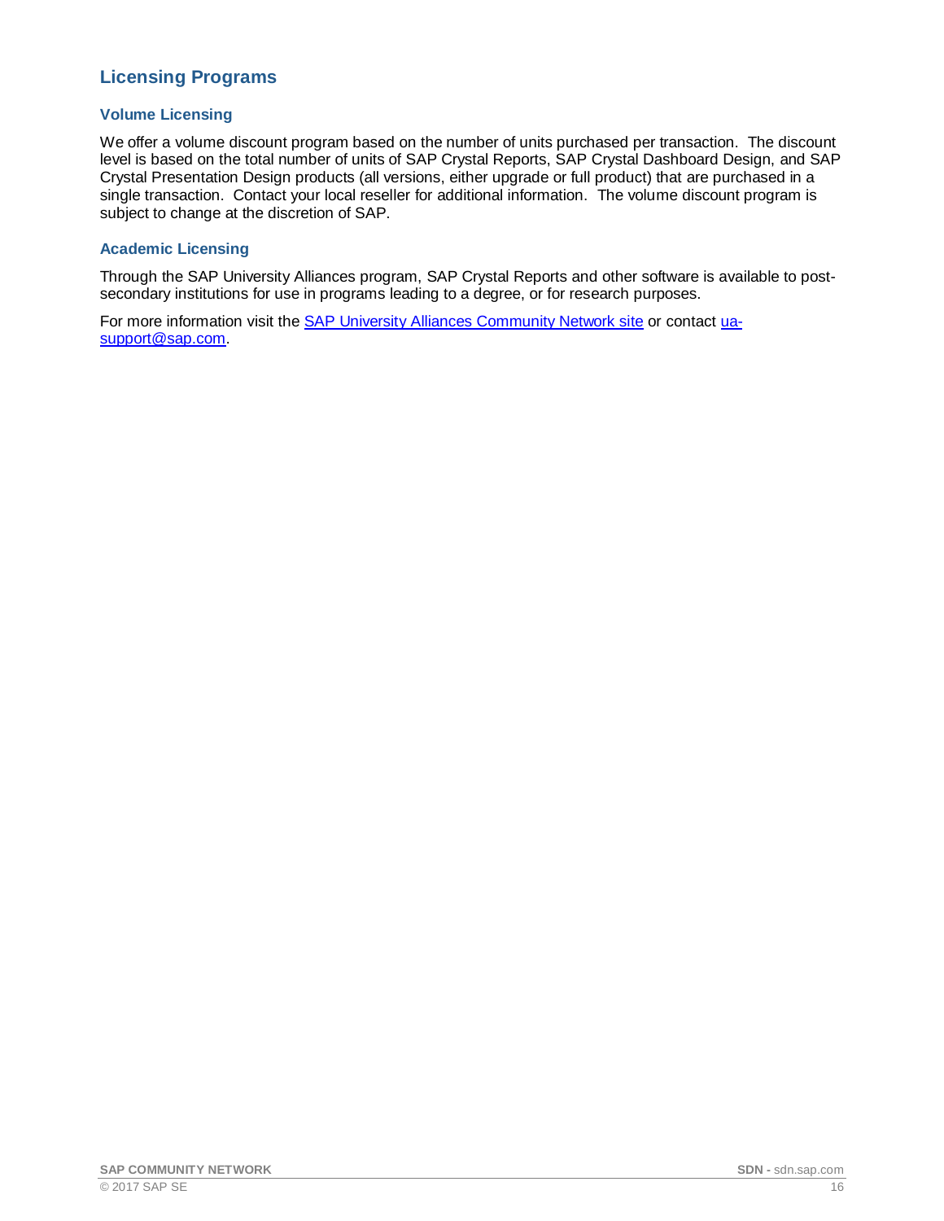## Licensing Programs

### Volume Licensing

We offer a volume discount program based on the number of units purchased per transaction. The discount level is based on the total number of units of SAP Crystal Reports, SAP Crystal Dashboard Design, and SAP Crystal Presentation Design products (all versions, either upgrade or full product) that are purchased in a single transaction. Contact your local reseller for additional information. The volume discount program is subject to change at the discretion of SAP.

### Academic Licensing

Through the SAP University Alliances program, SAP Crystal Reports and other software is available to post-secondary institutions for use in programs leading to a degree, or for research purposes.

For more information visit the SAP University Alliances Community Network site or contact ua-support@sap.com.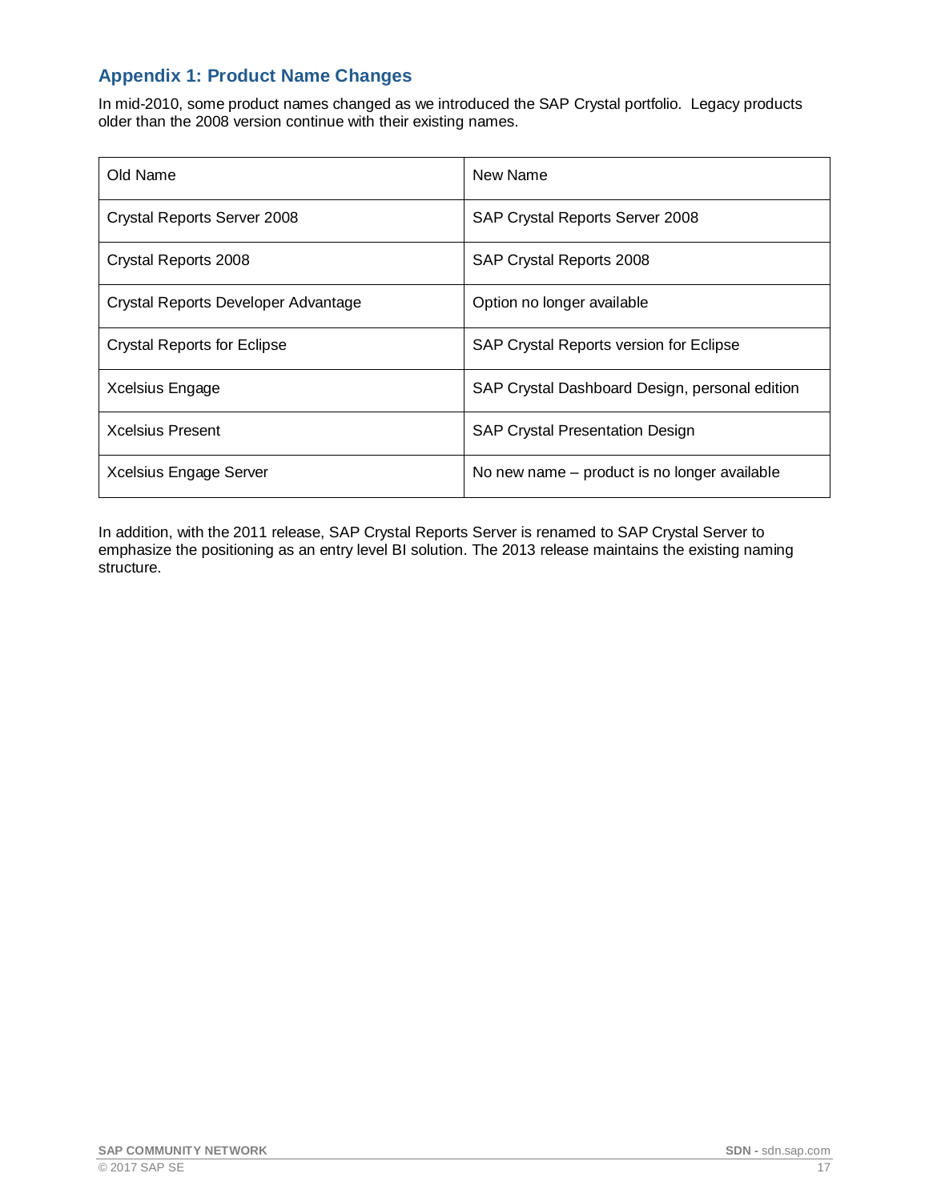## Appendix 1: Product Name Changes

In mid-2010, some product names changed as we introduced the SAP Crystal portfolio. Legacy products older than the 2008 version continue with their existing names.

| Old Name | New Name |
| --- | --- |
| Crystal Reports Server 2008 | SAP Crystal Reports Server 2008 |
| Crystal Reports 2008 | SAP Crystal Reports 2008 |
| Crystal Reports Developer Advantage | Option no longer available |
| Crystal Reports for Eclipse | SAP Crystal Reports version for Eclipse |
| Xcelsius Engage | SAP Crystal Dashboard Design, personal edition |
| Xcelsius Present | SAP Crystal Presentation Design |
| Xcelsius Engage Server | No new name – product is no longer available |

In addition, with the 2011 release, SAP Crystal Reports Server is renamed to SAP Crystal Server to emphasize the positioning as an entry level BI solution. The 2013 release maintains the existing naming structure.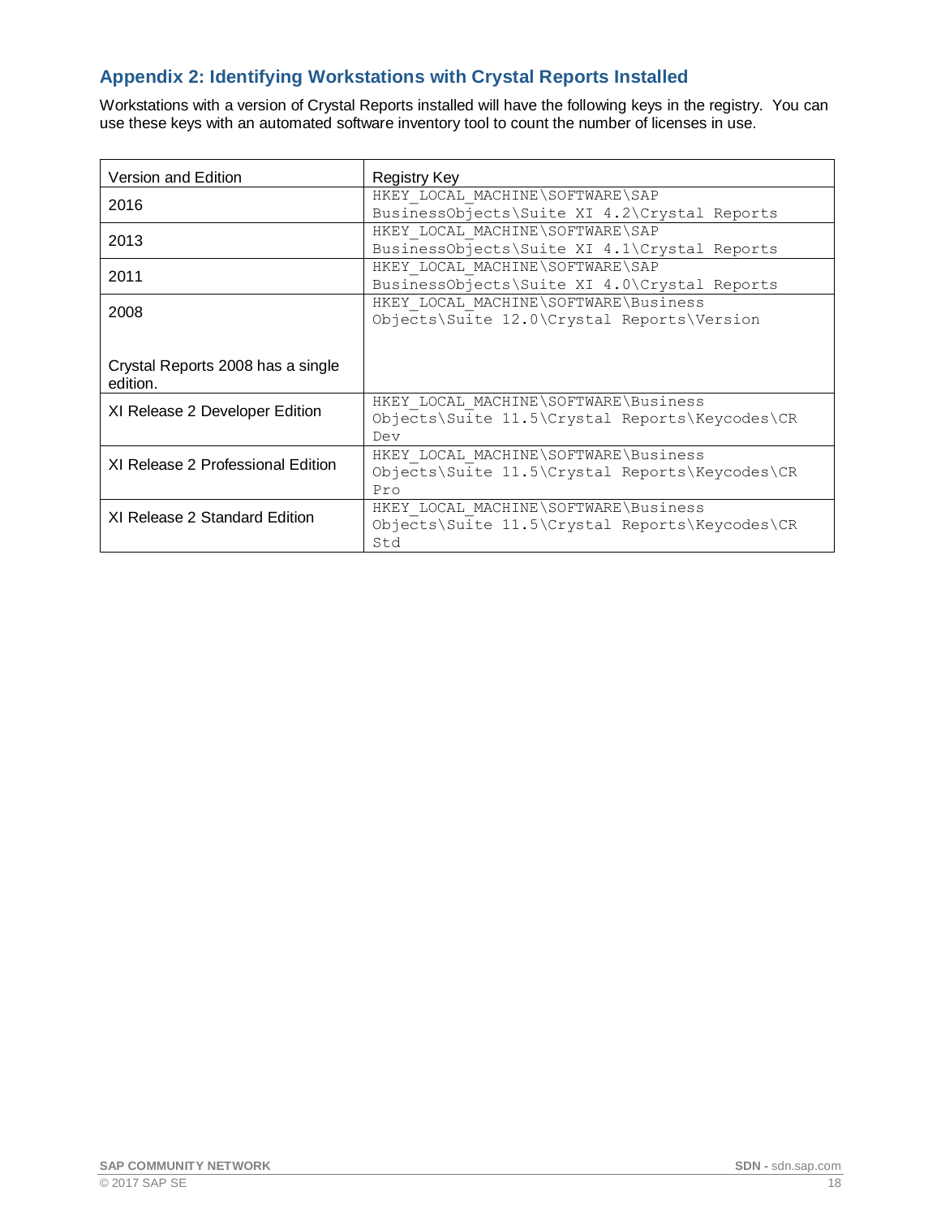## Appendix 2: Identifying Workstations with Crystal Reports Installed

Workstations with a version of Crystal Reports installed will have the following keys in the registry. You can use these keys with an automated software inventory tool to count the number of licenses in use.

| Version and Edition | Registry Key |
|---|---|
| 2016 | `HKEY_LOCAL_MACHINE\SOFTWARE\SAP BusinessObjects\Suite XI 4.2\Crystal Reports` |
| 2013 | `HKEY_LOCAL_MACHINE\SOFTWARE\SAP BusinessObjects\Suite XI 4.1\Crystal Reports` |
| 2011 | `HKEY_LOCAL_MACHINE\SOFTWARE\SAP BusinessObjects\Suite XI 4.0\Crystal Reports` |
| 2008<br><br>Crystal Reports 2008 has a single edition. | `HKEY_LOCAL_MACHINE\SOFTWARE\Business Objects\Suite 12.0\Crystal Reports\Version` |
| XI Release 2 Developer Edition | `HKEY_LOCAL_MACHINE\SOFTWARE\Business Objects\Suite 11.5\Crystal Reports\Keycodes\CR Dev` |
| XI Release 2 Professional Edition | `HKEY_LOCAL_MACHINE\SOFTWARE\Business Objects\Suite 11.5\Crystal Reports\Keycodes\CR Pro` |
| XI Release 2 Standard Edition | `HKEY_LOCAL_MACHINE\SOFTWARE\Business Objects\Suite 11.5\Crystal Reports\Keycodes\CR Std` |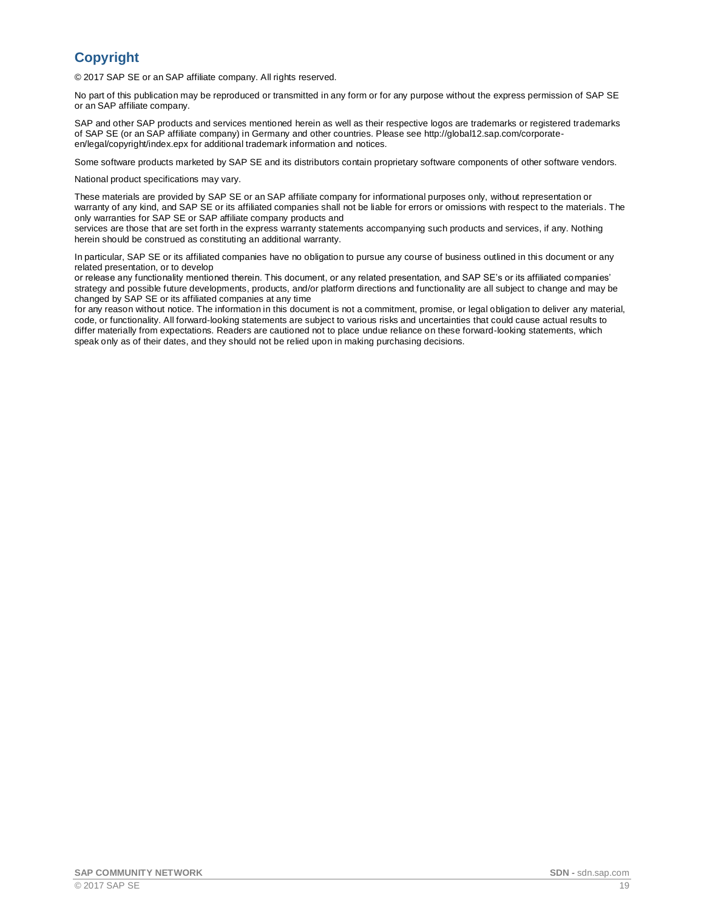## Copyright

© 2017 SAP SE or an SAP affiliate company. All rights reserved.

No part of this publication may be reproduced or transmitted in any form or for any purpose without the express permission of SAP SE or an SAP affiliate company.

SAP and other SAP products and services mentioned herein as well as their respective logos are trademarks or registered trademarks of SAP SE (or an SAP affiliate company) in Germany and other countries. Please see http://global12.sap.com/corporate-en/legal/copyright/index.epx for additional trademark information and notices.

Some software products marketed by SAP SE and its distributors contain proprietary software components of other software vendors.

National product specifications may vary.

These materials are provided by SAP SE or an SAP affiliate company for informational purposes only, without representation or warranty of any kind, and SAP SE or its affiliated companies shall not be liable for errors or omissions with respect to the materials. The only warranties for SAP SE or SAP affiliate company products and services are those that are set forth in the express warranty statements accompanying such products and services, if any. Nothing herein should be construed as constituting an additional warranty.

In particular, SAP SE or its affiliated companies have no obligation to pursue any course of business outlined in this document or any related presentation, or to develop or release any functionality mentioned therein. This document, or any related presentation, and SAP SE's or its affiliated companies' strategy and possible future developments, products, and/or platform directions and functionality are all subject to change and may be changed by SAP SE or its affiliated companies at any time for any reason without notice. The information in this document is not a commitment, promise, or legal obligation to deliver any material, code, or functionality. All forward-looking statements are subject to various risks and uncertainties that could cause actual results to differ materially from expectations. Readers are cautioned not to place undue reliance on these forward-looking statements, which speak only as of their dates, and they should not be relied upon in making purchasing decisions.